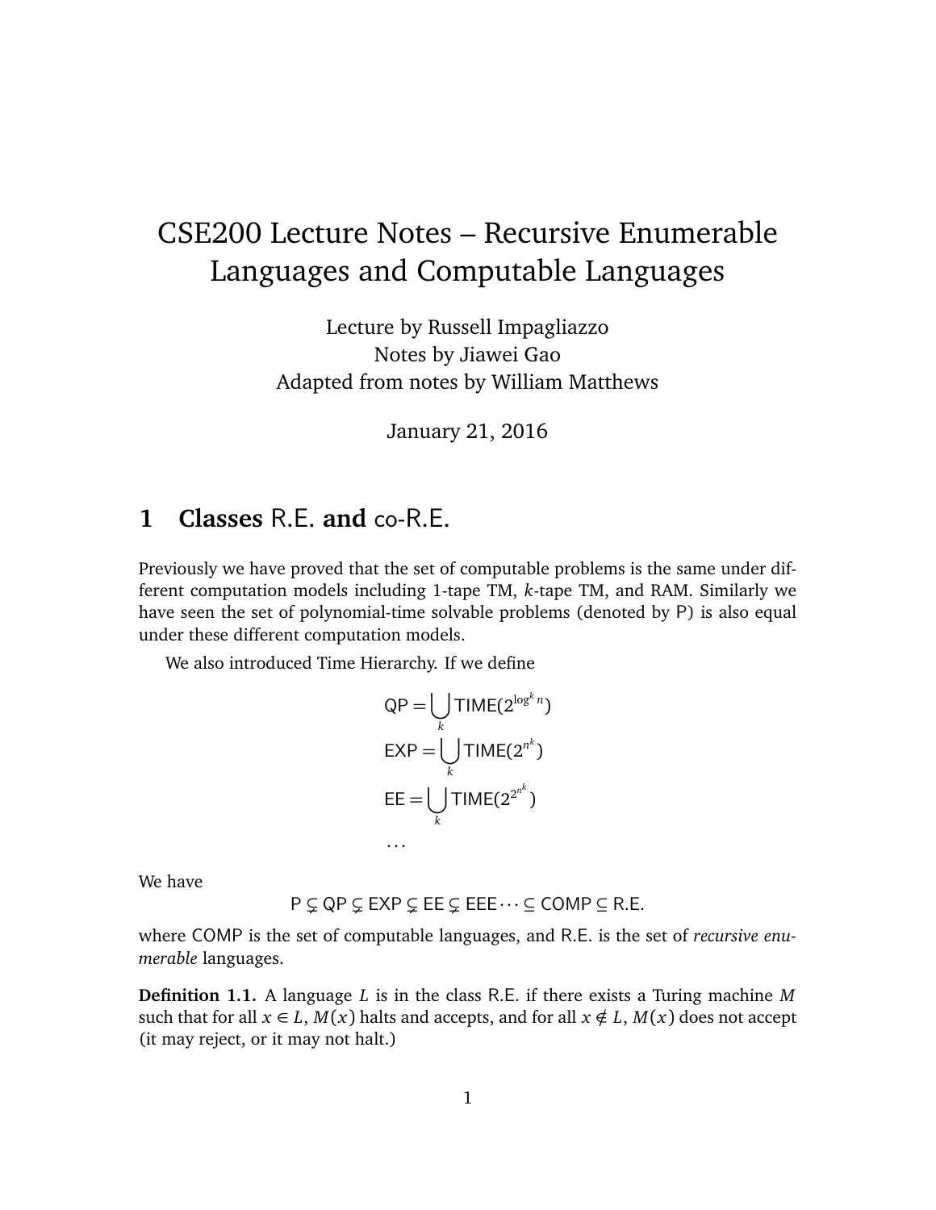# CSE200 Lecture Notes – Recursive Enumerable Languages and Computable Languages

Lecture by Russell Impagliazzo
Notes by Jiawei Gao
Adapted from notes by William Matthews

January 21, 2016

## 1 Classes R.E. and co-R.E.

Previously we have proved that the set of computable problems is the same under different computation models including 1-tape TM, $k$-tape TM, and RAM. Similarly we have seen the set of polynomial-time solvable problems (denoted by P) is also equal under these different computation models.

We also introduced Time Hierarchy. If we define

$$
\begin{aligned}
\mathsf{QP} &= \bigcup_k \mathsf{TIME}(2^{\log^k n}) \\
\mathsf{EXP} &= \bigcup_k \mathsf{TIME}(2^{n^k}) \\
\mathsf{EE} &= \bigcup_k \mathsf{TIME}(2^{2^{n^k}}) \\
&\cdots
\end{aligned}
$$

We have

$$\mathsf{P} \subsetneq \mathsf{QP} \subsetneq \mathsf{EXP} \subsetneq \mathsf{EE} \subsetneq \mathsf{EEE} \cdots \subseteq \mathsf{COMP} \subseteq \mathsf{R.E.}$$

where COMP is the set of computable languages, and R.E. is the set of *recursive enumerable* languages.

**Definition 1.1.** A language $L$ is in the class R.E. if there exists a Turing machine $M$ such that for all $x \in L$, $M(x)$ halts and accepts, and for all $x \notin L$, $M(x)$ does not accept (it may reject, or it may not halt.)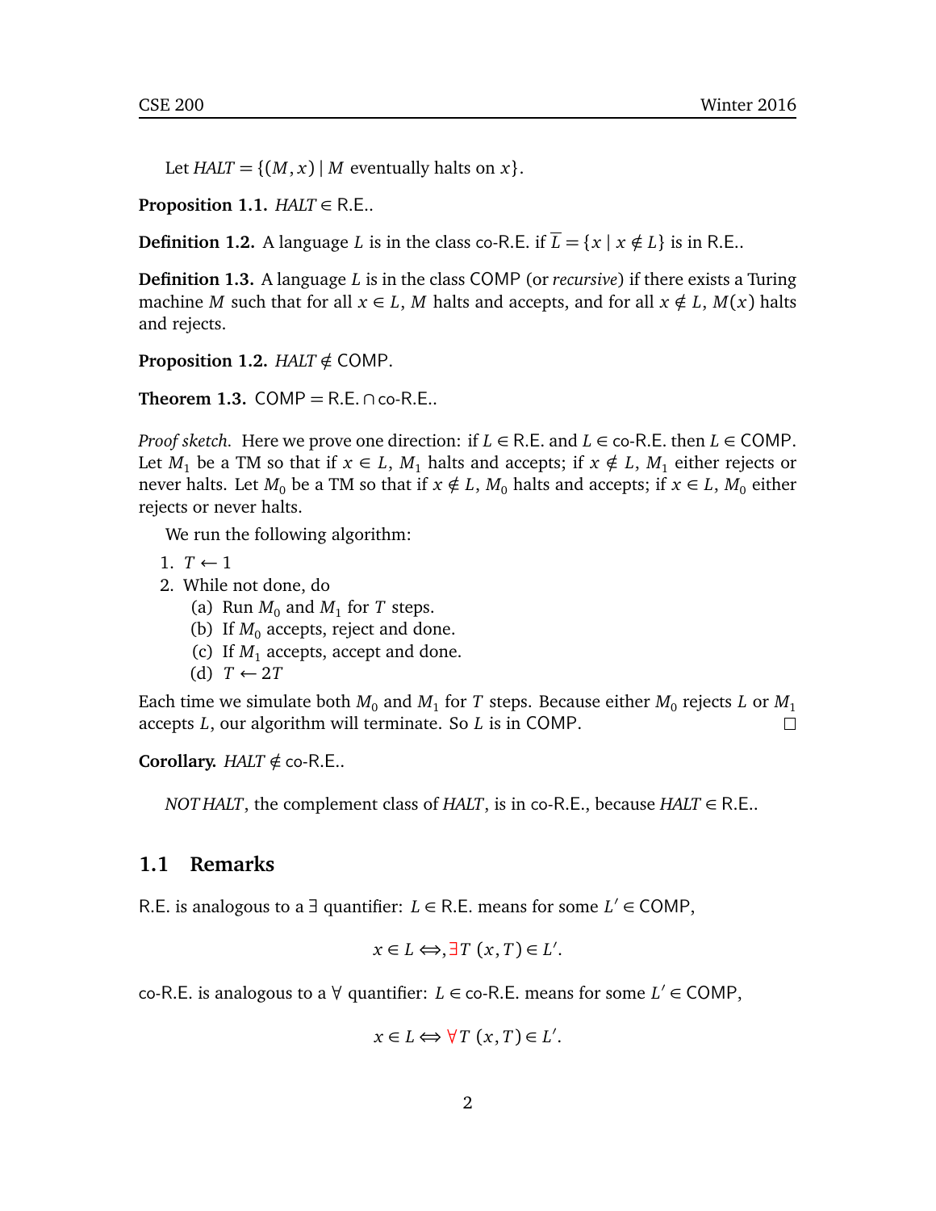Let $HALT = \{(M, x) \mid M$ eventually halts on $x\}$.

**Proposition 1.1.** $HALT \in$ R.E..

**Definition 1.2.** A language $L$ is in the class co-R.E. if $\overline{L} = \{x \mid x \notin L\}$ is in R.E..

**Definition 1.3.** A language $L$ is in the class COMP (or *recursive*) if there exists a Turing machine $M$ such that for all $x \in L$, $M$ halts and accepts, and for all $x \notin L$, $M(x)$ halts and rejects.

**Proposition 1.2.** $HALT \notin$ COMP.

**Theorem 1.3.** COMP = R.E. $\cap$ co-R.E..

*Proof sketch.* Here we prove one direction: if $L \in$ R.E. and $L \in$ co-R.E. then $L \in$ COMP. Let $M_1$ be a TM so that if $x \in L$, $M_1$ halts and accepts; if $x \notin L$, $M_1$ either rejects or never halts. Let $M_0$ be a TM so that if $x \notin L$, $M_0$ halts and accepts; if $x \in L$, $M_0$ either rejects or never halts.

We run the following algorithm:

1. $T \leftarrow 1$
2. While not done, do
   (a) Run $M_0$ and $M_1$ for $T$ steps.
   (b) If $M_0$ accepts, reject and done.
   (c) If $M_1$ accepts, accept and done.
   (d) $T \leftarrow 2T$

Each time we simulate both $M_0$ and $M_1$ for $T$ steps. Because either $M_0$ rejects $L$ or $M_1$ accepts $L$, our algorithm will terminate. So $L$ is in COMP. □

**Corollary.** $HALT \notin$ co-R.E..

*NOT HALT*, the complement class of *HALT*, is in co-R.E., because $HALT \in$ R.E..

## 1.1 Remarks

R.E. is analogous to a $\exists$ quantifier: $L \in$ R.E. means for some $L' \in$ COMP,

$$x \in L \iff, \exists T \ (x, T) \in L'.$$

co-R.E. is analogous to a $\forall$ quantifier: $L \in$ co-R.E. means for some $L' \in$ COMP,

$$x \in L \iff \forall T \ (x, T) \in L'.$$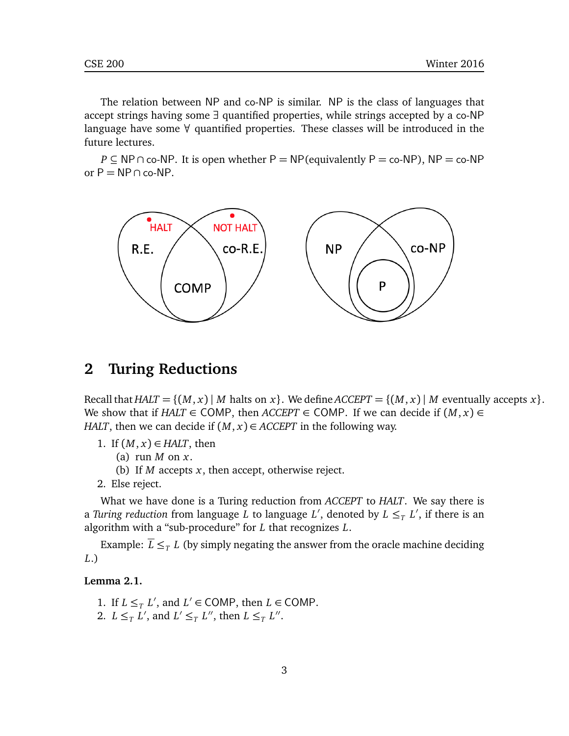The relation between NP and co-NP is similar. NP is the class of languages that accept strings having some $\exists$ quantified properties, while strings accepted by a co-NP language have some $\forall$ quantified properties. These classes will be introduced in the future lectures.

$P \subseteq \mathsf{NP} \cap \text{co-}\mathsf{NP}$. It is open whether $\mathsf{P} = \mathsf{NP}$(equivalently $\mathsf{P} = \text{co-}\mathsf{NP}$), $\mathsf{NP} = \text{co-}\mathsf{NP}$ or $\mathsf{P} = \mathsf{NP} \cap \text{co-}\mathsf{NP}$.

## 2 Turing Reductions

Recall that $HALT = \{(M, x) \mid M \text{ halts on } x\}$. We define $ACCEPT = \{(M, x) \mid M \text{ eventually accepts } x\}$. We show that if $HALT \in \mathsf{COMP}$, then $ACCEPT \in \mathsf{COMP}$. If we can decide if $(M, x) \in HALT$, then we can decide if $(M, x) \in ACCEPT$ in the following way.

1. If $(M, x) \in HALT$, then
   (a) run $M$ on $x$.
   (b) If $M$ accepts $x$, then accept, otherwise reject.
2. Else reject.

What we have done is a Turing reduction from *ACCEPT* to *HALT*. We say there is a *Turing reduction* from language $L$ to language $L'$, denoted by $L \leq_T L'$, if there is an algorithm with a "sub-procedure" for $L$ that recognizes $L$.

Example: $\overline{L} \leq_T L$ (by simply negating the answer from the oracle machine deciding $L$.)

**Lemma 2.1.**

1. If $L \leq_T L'$, and $L' \in \mathsf{COMP}$, then $L \in \mathsf{COMP}$.
2. $L \leq_T L'$, and $L' \leq_T L''$, then $L \leq_T L''$.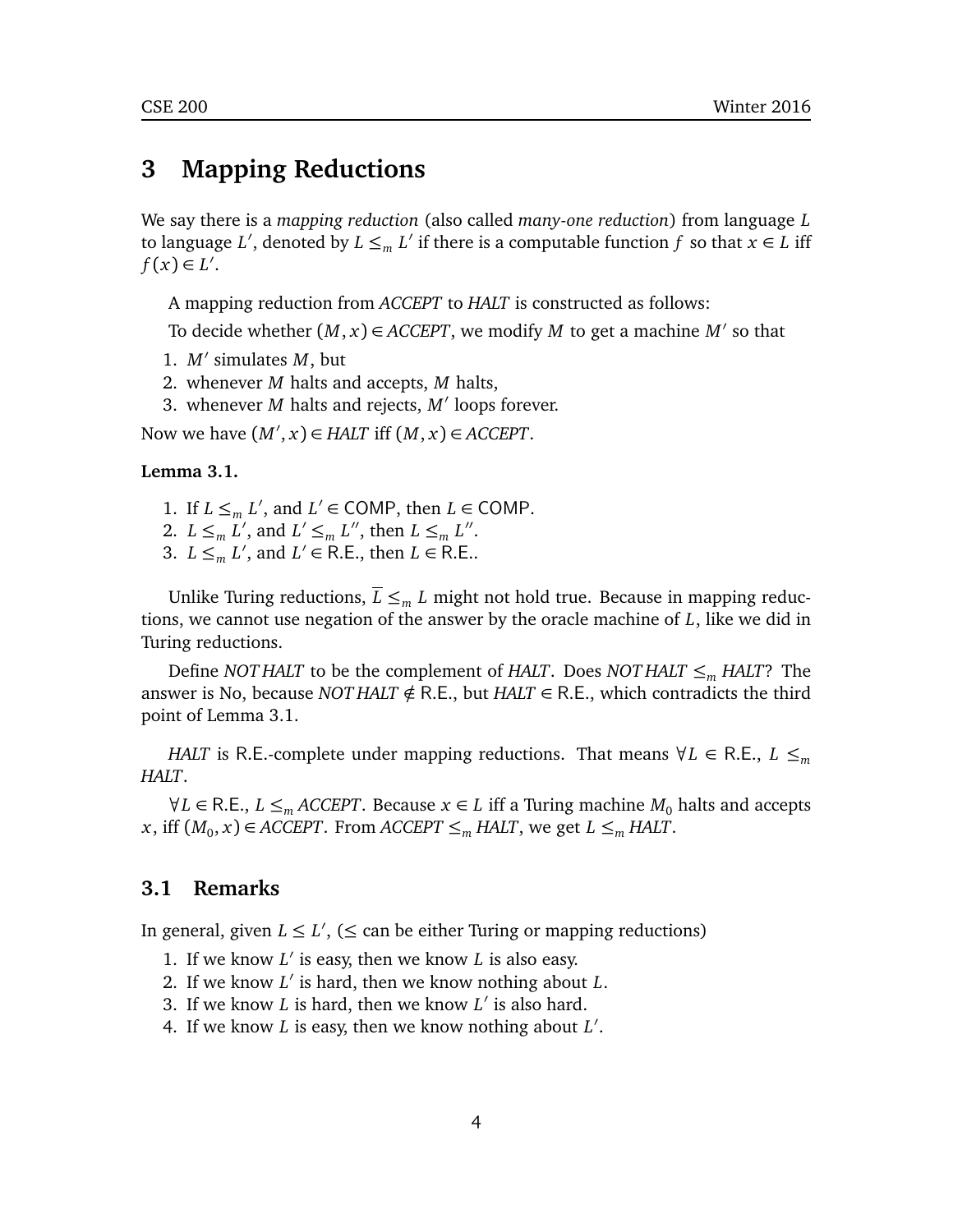# 3 Mapping Reductions

We say there is a *mapping reduction* (also called *many-one reduction*) from language $L$ to language $L'$, denoted by $L \leq_m L'$ if there is a computable function $f$ so that $x \in L$ iff $f(x) \in L'$.

A mapping reduction from *ACCEPT* to *HALT* is constructed as follows:

To decide whether $(M, x) \in ACCEPT$, we modify $M$ to get a machine $M'$ so that

1. $M'$ simulates $M$, but
2. whenever $M$ halts and accepts, $M$ halts,
3. whenever $M$ halts and rejects, $M'$ loops forever.

Now we have $(M', x) \in HALT$ iff $(M, x) \in ACCEPT$.

**Lemma 3.1.**

1. If $L \leq_m L'$, and $L' \in$ COMP, then $L \in$ COMP.
2. $L \leq_m L'$, and $L' \leq_m L''$, then $L \leq_m L''$.
3. $L \leq_m L'$, and $L' \in$ R.E., then $L \in$ R.E..

Unlike Turing reductions, $\overline{L} \leq_m L$ might not hold true. Because in mapping reductions, we cannot use negation of the answer by the oracle machine of $L$, like we did in Turing reductions.

Define *NOT HALT* to be the complement of *HALT*. Does *NOT HALT* $\leq_m$ *HALT*? The answer is No, because *NOT HALT* $\notin$ R.E., but *HALT* $\in$ R.E., which contradicts the third point of Lemma 3.1.

*HALT* is R.E.-complete under mapping reductions. That means $\forall L \in$ R.E., $L \leq_m$ *HALT*.

$\forall L \in$ R.E., $L \leq_m$ *ACCEPT*. Because $x \in L$ iff a Turing machine $M_0$ halts and accepts $x$, iff $(M_0, x) \in ACCEPT$. From *ACCEPT* $\leq_m$ *HALT*, we get $L \leq_m$ *HALT*.

## 3.1 Remarks

In general, given $L \leq L'$, ($\leq$ can be either Turing or mapping reductions)

1. If we know $L'$ is easy, then we know $L$ is also easy.
2. If we know $L'$ is hard, then we know nothing about $L$.
3. If we know $L$ is hard, then we know $L'$ is also hard.
4. If we know $L$ is easy, then we know nothing about $L'$.